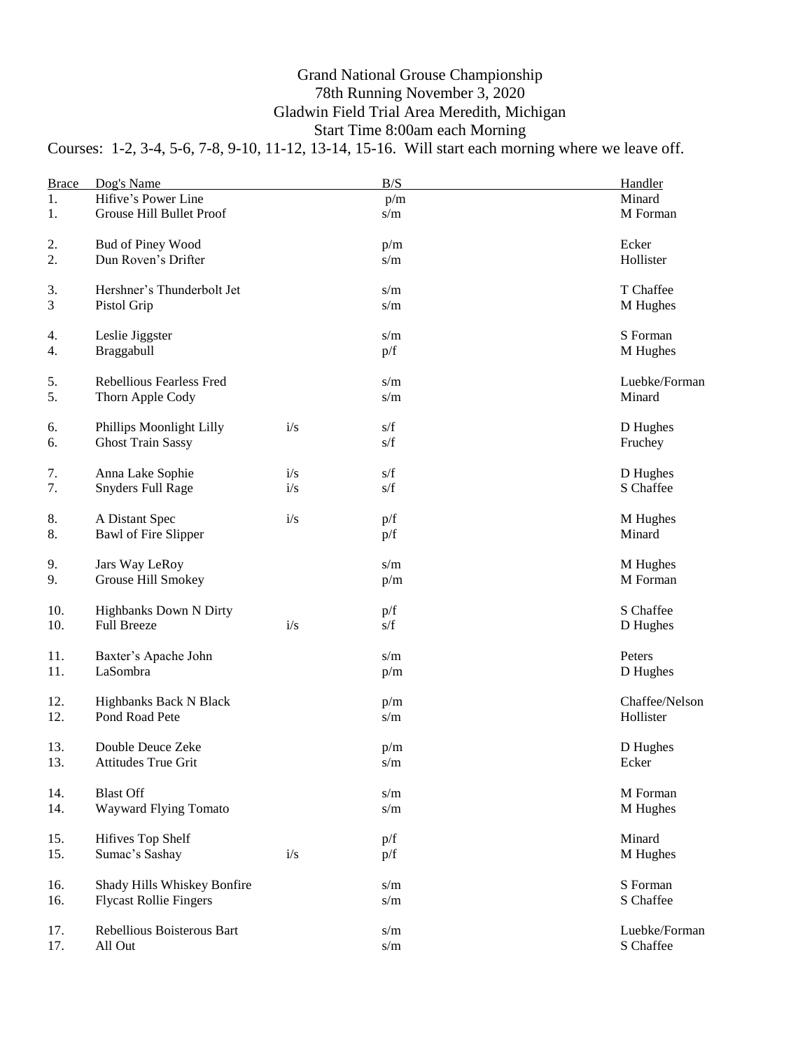# Grand National Grouse Championship

78th Running November 3, 2020
Gladwin Field Trial Area Meredith, Michigan
Start Time 8:00am each Morning

Courses: 1-2, 3-4, 5-6, 7-8, 9-10, 11-12, 13-14, 15-16. Will start each morning where we leave off.

| Brace | Dog's Name | | B/S | Handler |
|---|---|---|---|---|
| 1. | Hifive's Power Line | | p/m | Minard |
| 1. | Grouse Hill Bullet Proof | | s/m | M Forman |
| 2. | Bud of Piney Wood | | p/m | Ecker |
| 2. | Dun Roven's Drifter | | s/m | Hollister |
| 3. | Hershner's Thunderbolt Jet | | s/m | T Chaffee |
| 3 | Pistol Grip | | s/m | M Hughes |
| 4. | Leslie Jiggster | | s/m | S Forman |
| 4. | Braggabull | | p/f | M Hughes |
| 5. | Rebellious Fearless Fred | | s/m | Luebke/Forman |
| 5. | Thorn Apple Cody | | s/m | Minard |
| 6. | Phillips Moonlight Lilly | i/s | s/f | D Hughes |
| 6. | Ghost Train Sassy | | s/f | Fruchey |
| 7. | Anna Lake Sophie | i/s | s/f | D Hughes |
| 7. | Snyders Full Rage | i/s | s/f | S Chaffee |
| 8. | A Distant Spec | i/s | p/f | M Hughes |
| 8. | Bawl of Fire Slipper | | p/f | Minard |
| 9. | Jars Way LeRoy | | s/m | M Hughes |
| 9. | Grouse Hill Smokey | | p/m | M Forman |
| 10. | Highbanks Down N Dirty | | p/f | S Chaffee |
| 10. | Full Breeze | i/s | s/f | D Hughes |
| 11. | Baxter's Apache John | | s/m | Peters |
| 11. | LaSombra | | p/m | D Hughes |
| 12. | Highbanks Back N Black | | p/m | Chaffee/Nelson |
| 12. | Pond Road Pete | | s/m | Hollister |
| 13. | Double Deuce Zeke | | p/m | D Hughes |
| 13. | Attitudes True Grit | | s/m | Ecker |
| 14. | Blast Off | | s/m | M Forman |
| 14. | Wayward Flying Tomato | | s/m | M Hughes |
| 15. | Hifives Top Shelf | | p/f | Minard |
| 15. | Sumac's Sashay | i/s | p/f | M Hughes |
| 16. | Shady Hills Whiskey Bonfire | | s/m | S Forman |
| 16. | Flycast Rollie Fingers | | s/m | S Chaffee |
| 17. | Rebellious Boisterous Bart | | s/m | Luebke/Forman |
| 17. | All Out | | s/m | S Chaffee |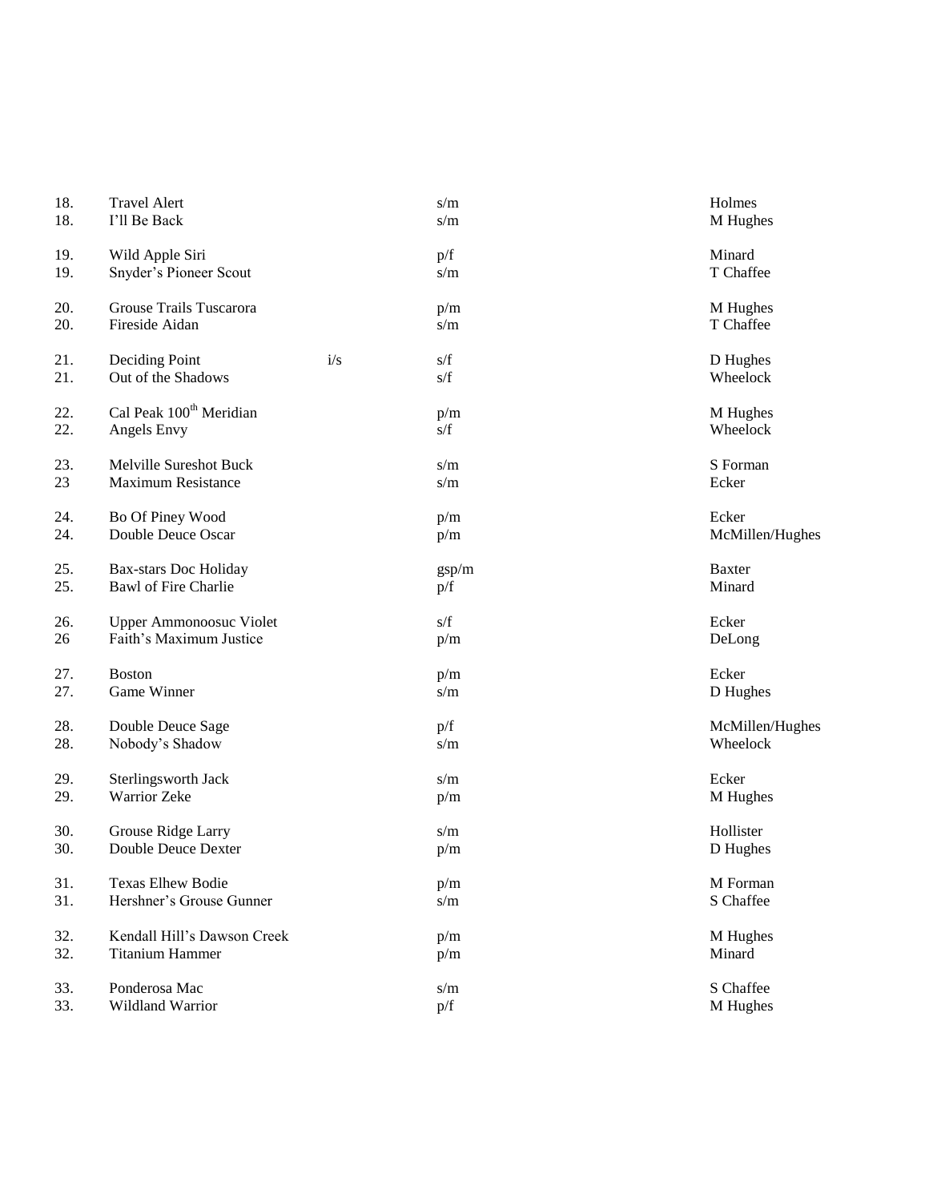| | | | | |
|---|---|---|---|---|
| 18. | Travel Alert | | s/m | Holmes |
| 18. | I'll Be Back | | s/m | M Hughes |
| 19. | Wild Apple Siri | | p/f | Minard |
| 19. | Snyder's Pioneer Scout | | s/m | T Chaffee |
| 20. | Grouse Trails Tuscarora | | p/m | M Hughes |
| 20. | Fireside Aidan | | s/m | T Chaffee |
| 21. | Deciding Point | i/s | s/f | D Hughes |
| 21. | Out of the Shadows | | s/f | Wheelock |
| 22. | Cal Peak 100th Meridian | | p/m | M Hughes |
| 22. | Angels Envy | | s/f | Wheelock |
| 23. | Melville Sureshot Buck | | s/m | S Forman |
| 23 | Maximum Resistance | | s/m | Ecker |
| 24. | Bo Of Piney Wood | | p/m | Ecker |
| 24. | Double Deuce Oscar | | p/m | McMillen/Hughes |
| 25. | Bax-stars Doc Holiday | | gsp/m | Baxter |
| 25. | Bawl of Fire Charlie | | p/f | Minard |
| 26. | Upper Ammonoosuc Violet | | s/f | Ecker |
| 26 | Faith's Maximum Justice | | p/m | DeLong |
| 27. | Boston | | p/m | Ecker |
| 27. | Game Winner | | s/m | D Hughes |
| 28. | Double Deuce Sage | | p/f | McMillen/Hughes |
| 28. | Nobody's Shadow | | s/m | Wheelock |
| 29. | Sterlingsworth Jack | | s/m | Ecker |
| 29. | Warrior Zeke | | p/m | M Hughes |
| 30. | Grouse Ridge Larry | | s/m | Hollister |
| 30. | Double Deuce Dexter | | p/m | D Hughes |
| 31. | Texas Elhew Bodie | | p/m | M Forman |
| 31. | Hershner's Grouse Gunner | | s/m | S Chaffee |
| 32. | Kendall Hill's Dawson Creek | | p/m | M Hughes |
| 32. | Titanium Hammer | | p/m | Minard |
| 33. | Ponderosa Mac | | s/m | S Chaffee |
| 33. | Wildland Warrior | | p/f | M Hughes |